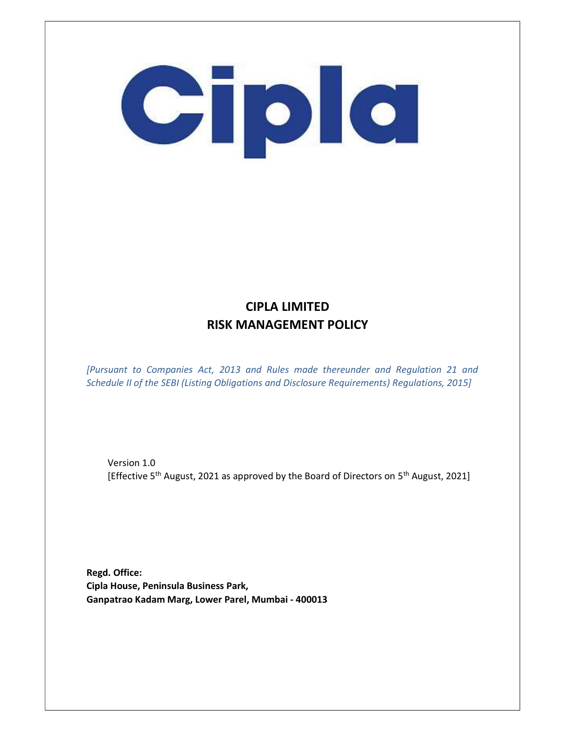Cipla

# CIPLA LIMITED
# RISK MANAGEMENT POLICY

*[Pursuant to Companies Act, 2013 and Rules made thereunder and Regulation 21 and Schedule II of the SEBI (Listing Obligations and Disclosure Requirements) Regulations, 2015]*

Version 1.0
[Effective 5th August, 2021 as approved by the Board of Directors on 5th August, 2021]

**Regd. Office:**
**Cipla House, Peninsula Business Park,**
**Ganpatrao Kadam Marg, Lower Parel, Mumbai - 400013**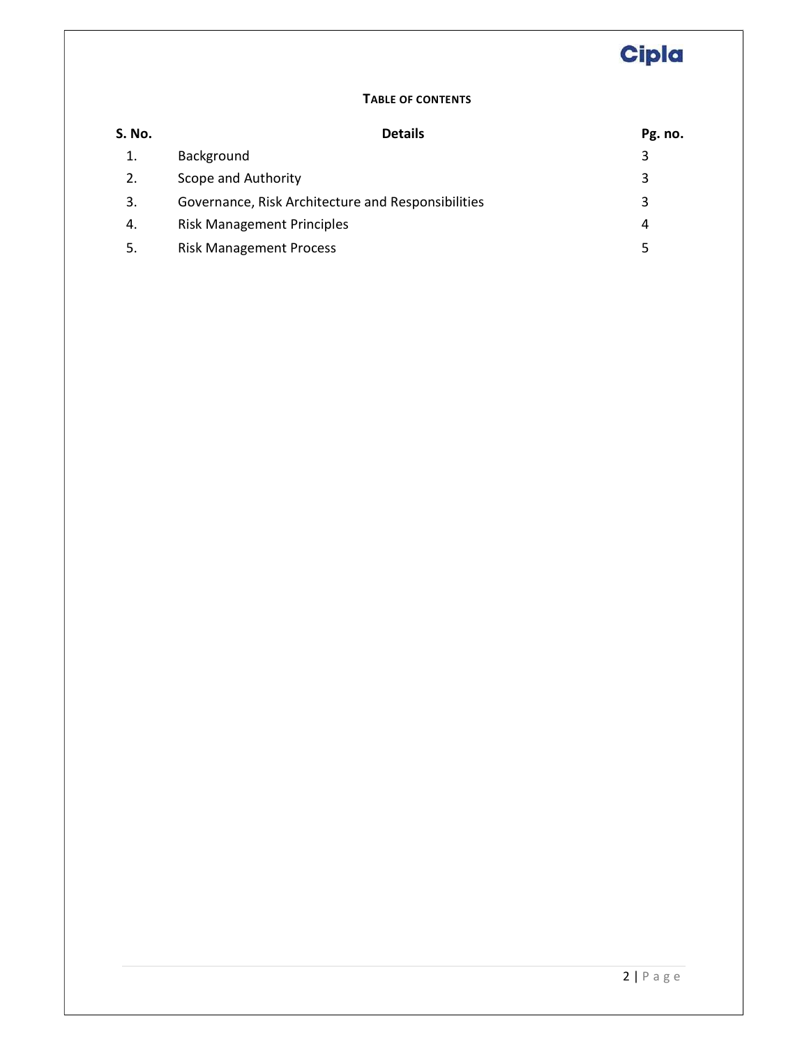## TABLE OF CONTENTS

| S. No. | Details | Pg. no. |
|---|---|---|
| 1. | Background | 3 |
| 2. | Scope and Authority | 3 |
| 3. | Governance, Risk Architecture and Responsibilities | 3 |
| 4. | Risk Management Principles | 4 |
| 5. | Risk Management Process | 5 |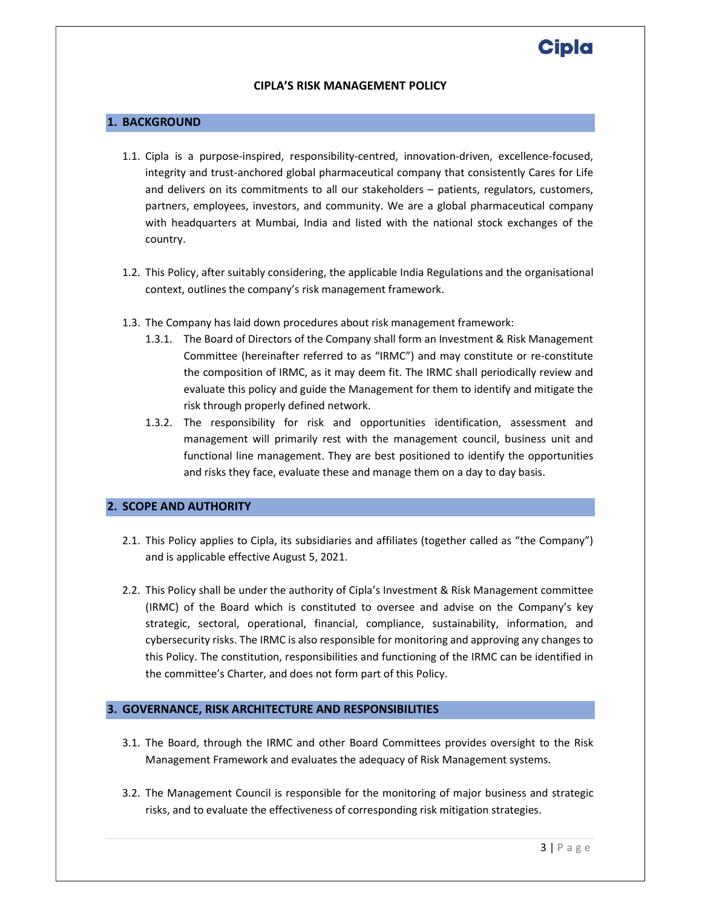# CIPLA'S RISK MANAGEMENT POLICY

## 1. BACKGROUND

1.1. Cipla is a purpose-inspired, responsibility-centred, innovation-driven, excellence-focused, integrity and trust-anchored global pharmaceutical company that consistently Cares for Life and delivers on its commitments to all our stakeholders – patients, regulators, customers, partners, employees, investors, and community. We are a global pharmaceutical company with headquarters at Mumbai, India and listed with the national stock exchanges of the country.

1.2. This Policy, after suitably considering, the applicable India Regulations and the organisational context, outlines the company's risk management framework.

1.3. The Company has laid down procedures about risk management framework:

1.3.1. The Board of Directors of the Company shall form an Investment & Risk Management Committee (hereinafter referred to as "IRMC") and may constitute or re-constitute the composition of IRMC, as it may deem fit. The IRMC shall periodically review and evaluate this policy and guide the Management for them to identify and mitigate the risk through properly defined network.

1.3.2. The responsibility for risk and opportunities identification, assessment and management will primarily rest with the management council, business unit and functional line management. They are best positioned to identify the opportunities and risks they face, evaluate these and manage them on a day to day basis.

## 2. SCOPE AND AUTHORITY

2.1. This Policy applies to Cipla, its subsidiaries and affiliates (together called as "the Company") and is applicable effective August 5, 2021.

2.2. This Policy shall be under the authority of Cipla's Investment & Risk Management committee (IRMC) of the Board which is constituted to oversee and advise on the Company's key strategic, sectoral, operational, financial, compliance, sustainability, information, and cybersecurity risks. The IRMC is also responsible for monitoring and approving any changes to this Policy. The constitution, responsibilities and functioning of the IRMC can be identified in the committee's Charter, and does not form part of this Policy.

## 3. GOVERNANCE, RISK ARCHITECTURE AND RESPONSIBILITIES

3.1. The Board, through the IRMC and other Board Committees provides oversight to the Risk Management Framework and evaluates the adequacy of Risk Management systems.

3.2. The Management Council is responsible for the monitoring of major business and strategic risks, and to evaluate the effectiveness of corresponding risk mitigation strategies.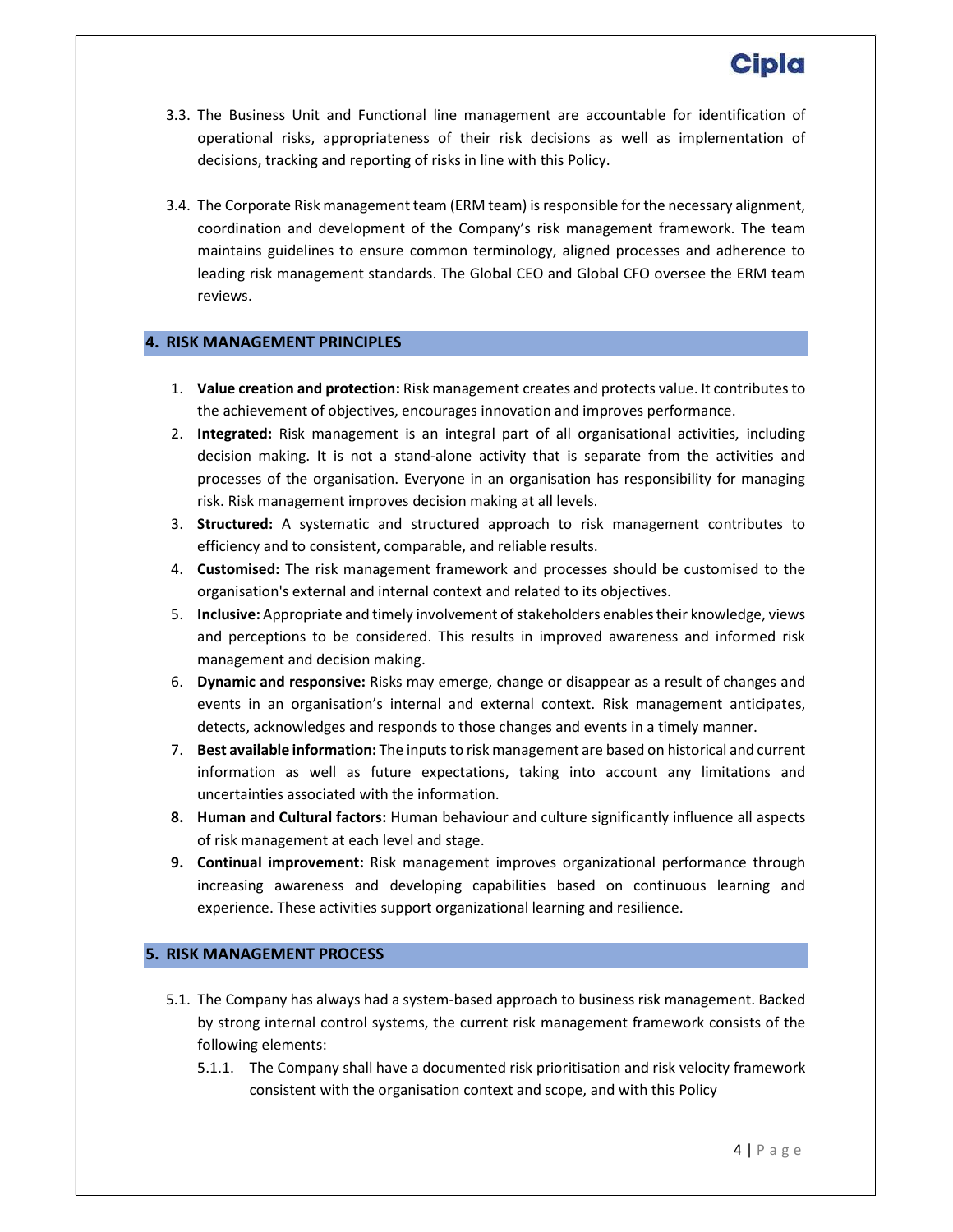3.3. The Business Unit and Functional line management are accountable for identification of operational risks, appropriateness of their risk decisions as well as implementation of decisions, tracking and reporting of risks in line with this Policy.

3.4. The Corporate Risk management team (ERM team) is responsible for the necessary alignment, coordination and development of the Company's risk management framework. The team maintains guidelines to ensure common terminology, aligned processes and adherence to leading risk management standards. The Global CEO and Global CFO oversee the ERM team reviews.

## 4. RISK MANAGEMENT PRINCIPLES

1. **Value creation and protection:** Risk management creates and protects value. It contributes to the achievement of objectives, encourages innovation and improves performance.
2. **Integrated:** Risk management is an integral part of all organisational activities, including decision making. It is not a stand-alone activity that is separate from the activities and processes of the organisation. Everyone in an organisation has responsibility for managing risk. Risk management improves decision making at all levels.
3. **Structured:** A systematic and structured approach to risk management contributes to efficiency and to consistent, comparable, and reliable results.
4. **Customised:** The risk management framework and processes should be customised to the organisation's external and internal context and related to its objectives.
5. **Inclusive:** Appropriate and timely involvement of stakeholders enables their knowledge, views and perceptions to be considered. This results in improved awareness and informed risk management and decision making.
6. **Dynamic and responsive:** Risks may emerge, change or disappear as a result of changes and events in an organisation's internal and external context. Risk management anticipates, detects, acknowledges and responds to those changes and events in a timely manner.
7. **Best available information:** The inputs to risk management are based on historical and current information as well as future expectations, taking into account any limitations and uncertainties associated with the information.
8. **Human and Cultural factors:** Human behaviour and culture significantly influence all aspects of risk management at each level and stage.
9. **Continual improvement:** Risk management improves organizational performance through increasing awareness and developing capabilities based on continuous learning and experience. These activities support organizational learning and resilience.

## 5. RISK MANAGEMENT PROCESS

5.1. The Company has always had a system-based approach to business risk management. Backed by strong internal control systems, the current risk management framework consists of the following elements:

5.1.1. The Company shall have a documented risk prioritisation and risk velocity framework consistent with the organisation context and scope, and with this Policy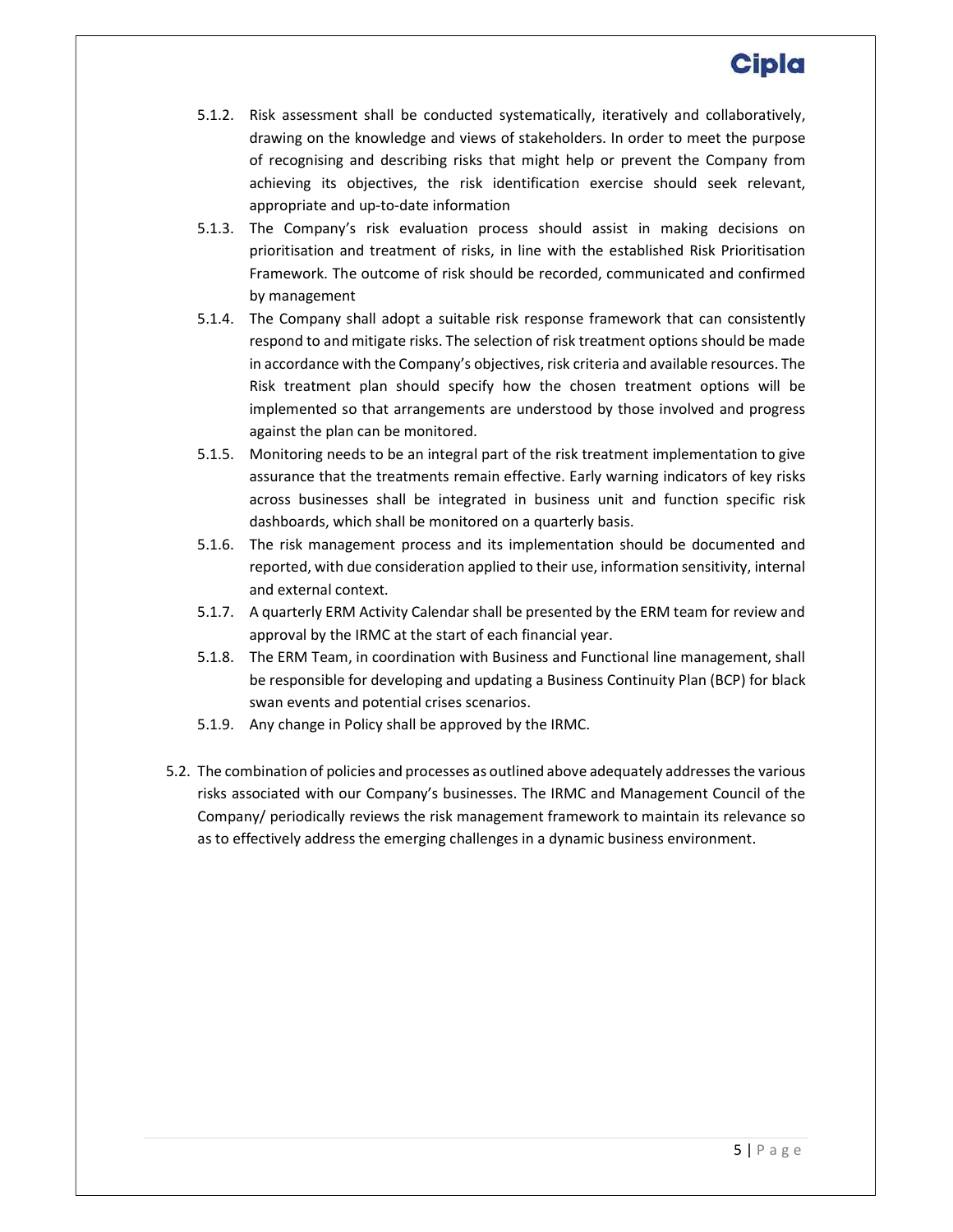5.1.2. Risk assessment shall be conducted systematically, iteratively and collaboratively, drawing on the knowledge and views of stakeholders. In order to meet the purpose of recognising and describing risks that might help or prevent the Company from achieving its objectives, the risk identification exercise should seek relevant, appropriate and up-to-date information

5.1.3. The Company's risk evaluation process should assist in making decisions on prioritisation and treatment of risks, in line with the established Risk Prioritisation Framework. The outcome of risk should be recorded, communicated and confirmed by management

5.1.4. The Company shall adopt a suitable risk response framework that can consistently respond to and mitigate risks. The selection of risk treatment options should be made in accordance with the Company's objectives, risk criteria and available resources. The Risk treatment plan should specify how the chosen treatment options will be implemented so that arrangements are understood by those involved and progress against the plan can be monitored.

5.1.5. Monitoring needs to be an integral part of the risk treatment implementation to give assurance that the treatments remain effective. Early warning indicators of key risks across businesses shall be integrated in business unit and function specific risk dashboards, which shall be monitored on a quarterly basis.

5.1.6. The risk management process and its implementation should be documented and reported, with due consideration applied to their use, information sensitivity, internal and external context.

5.1.7. A quarterly ERM Activity Calendar shall be presented by the ERM team for review and approval by the IRMC at the start of each financial year.

5.1.8. The ERM Team, in coordination with Business and Functional line management, shall be responsible for developing and updating a Business Continuity Plan (BCP) for black swan events and potential crises scenarios.

5.1.9. Any change in Policy shall be approved by the IRMC.

5.2. The combination of policies and processes as outlined above adequately addresses the various risks associated with our Company's businesses. The IRMC and Management Council of the Company/ periodically reviews the risk management framework to maintain its relevance so as to effectively address the emerging challenges in a dynamic business environment.